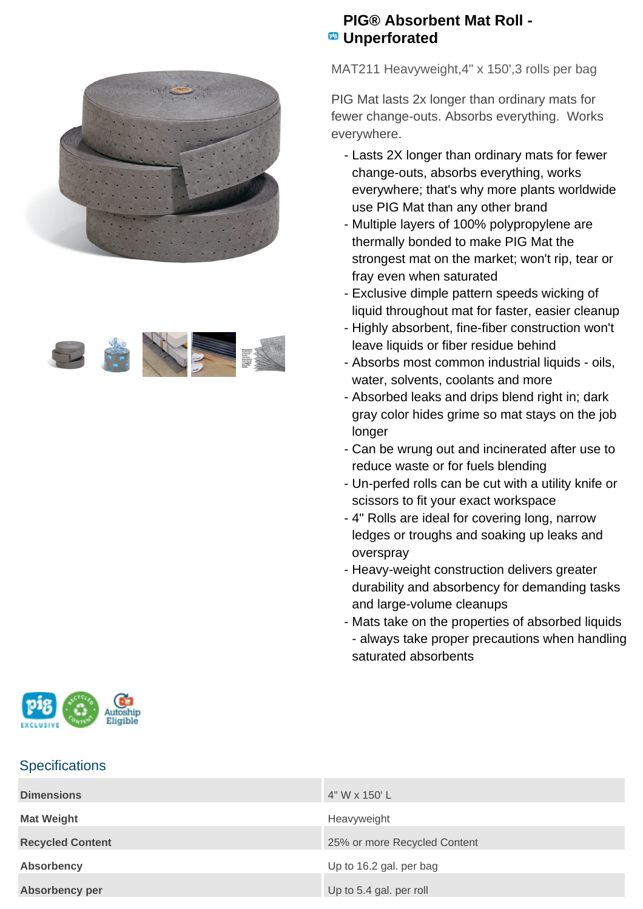# PIG® Absorbent Mat Roll - Unperforated

MAT211 Heavyweight,4" x 150',3 rolls per bag

PIG Mat lasts 2x longer than ordinary mats for fewer change-outs. Absorbs everything. Works everywhere.

- Lasts 2X longer than ordinary mats for fewer change-outs, absorbs everything, works everywhere; that's why more plants worldwide use PIG Mat than any other brand
- Multiple layers of 100% polypropylene are thermally bonded to make PIG Mat the strongest mat on the market; won't rip, tear or fray even when saturated
- Exclusive dimple pattern speeds wicking of liquid throughout mat for faster, easier cleanup
- Highly absorbent, fine-fiber construction won't leave liquids or fiber residue behind
- Absorbs most common industrial liquids - oils, water, solvents, coolants and more
- Absorbed leaks and drips blend right in; dark gray color hides grime so mat stays on the job longer
- Can be wrung out and incinerated after use to reduce waste or for fuels blending
- Un-perfed rolls can be cut with a utility knife or scissors to fit your exact workspace
- 4" Rolls are ideal for covering long, narrow ledges or troughs and soaking up leaks and overspray
- Heavy-weight construction delivers greater durability and absorbency for demanding tasks and large-volume cleanups
- Mats take on the properties of absorbed liquids - always take proper precautions when handling saturated absorbents

pig EXCLUSIVE | RECYCLED CONTENT | Autoship Eligible

## Specifications

| | |
|---|---|
| **Dimensions** | 4" W x 150' L |
| **Mat Weight** | Heavyweight |
| **Recycled Content** | 25% or more Recycled Content |
| **Absorbency** | Up to 16.2 gal. per bag |
| **Absorbency per** | Up to 5.4 gal. per roll |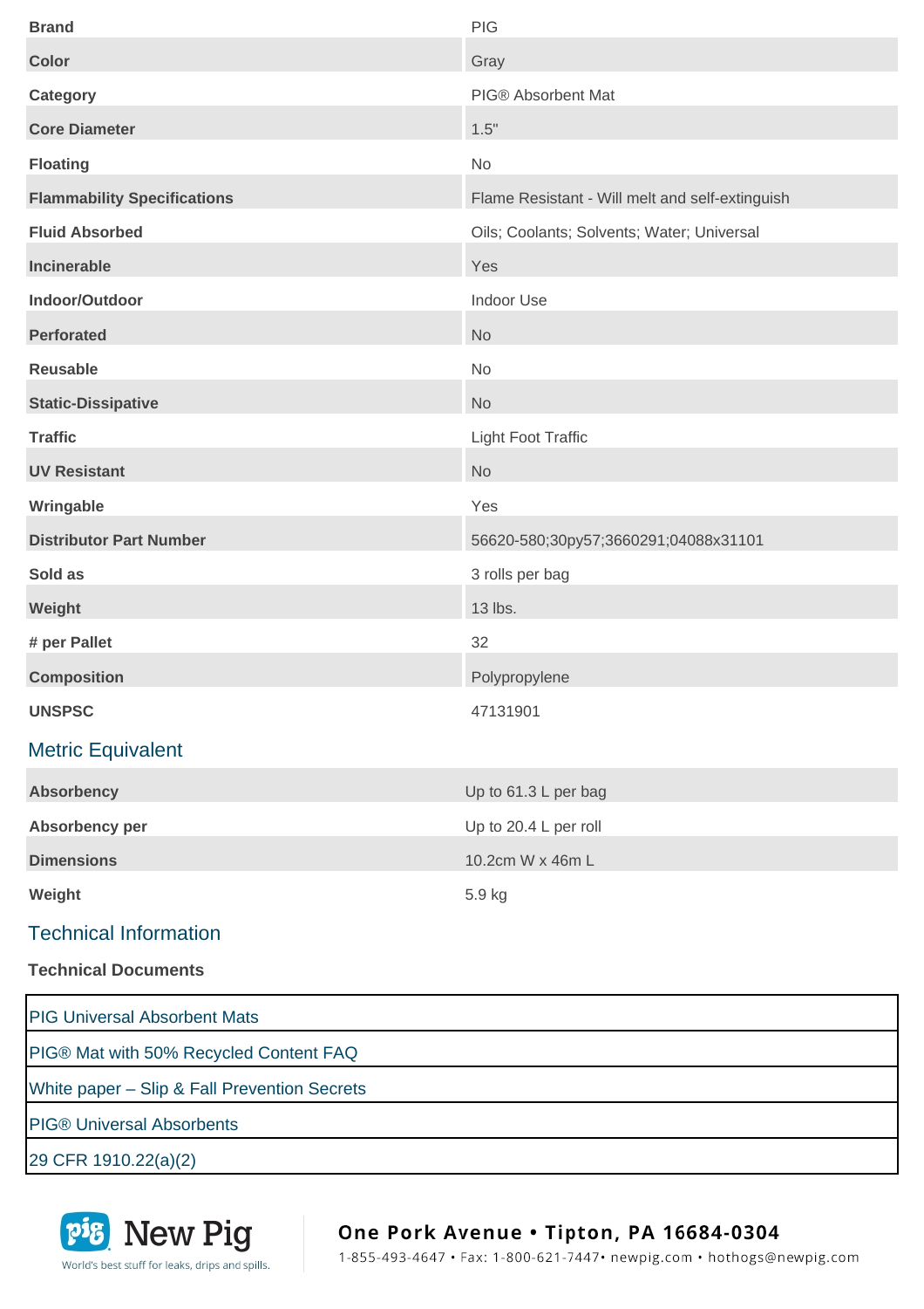| | |
|---|---|
| **Brand** | PIG |
| **Color** | Gray |
| **Category** | PIG® Absorbent Mat |
| **Core Diameter** | 1.5" |
| **Floating** | No |
| **Flammability Specifications** | Flame Resistant - Will melt and self-extinguish |
| **Fluid Absorbed** | Oils; Coolants; Solvents; Water; Universal |
| **Incinerable** | Yes |
| **Indoor/Outdoor** | Indoor Use |
| **Perforated** | No |
| **Reusable** | No |
| **Static-Dissipative** | No |
| **Traffic** | Light Foot Traffic |
| **UV Resistant** | No |
| **Wringable** | Yes |
| **Distributor Part Number** | 56620-580;30py57;3660291;04088x31101 |
| **Sold as** | 3 rolls per bag |
| **Weight** | 13 lbs. |
| **# per Pallet** | 32 |
| **Composition** | Polypropylene |
| **UNSPSC** | 47131901 |

## Metric Equivalent

| | |
|---|---|
| **Absorbency** | Up to 61.3 L per bag |
| **Absorbency per** | Up to 20.4 L per roll |
| **Dimensions** | 10.2cm W x 46m L |
| **Weight** | 5.9 kg |

## Technical Information

### Technical Documents

| |
|---|
| PIG Universal Absorbent Mats |
| PIG® Mat with 50% Recycled Content FAQ |
| White paper – Slip & Fall Prevention Secrets |
| PIG® Universal Absorbents |
| 29 CFR 1910.22(a)(2) |

New Pig
World's best stuff for leaks, drips and spills.

**One Pork Avenue • Tipton, PA 16684-0304**
1-855-493-4647 • Fax: 1-800-621-7447• newpig.com • hothogs@newpig.com